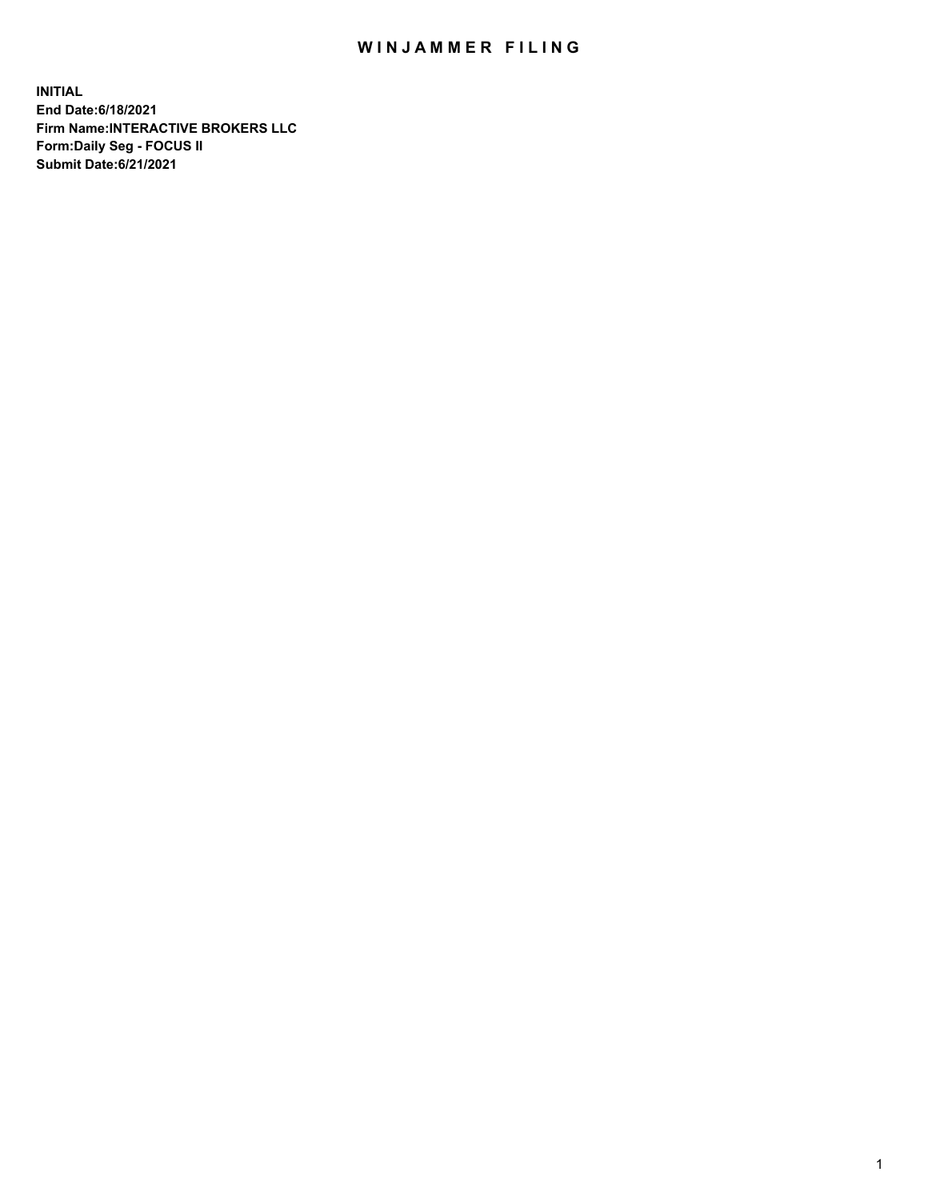# WINJAMMER FILING

**INITIAL**
**End Date:6/18/2021**
**Firm Name:INTERACTIVE BROKERS LLC**
**Form:Daily Seg - FOCUS II**
**Submit Date:6/21/2021**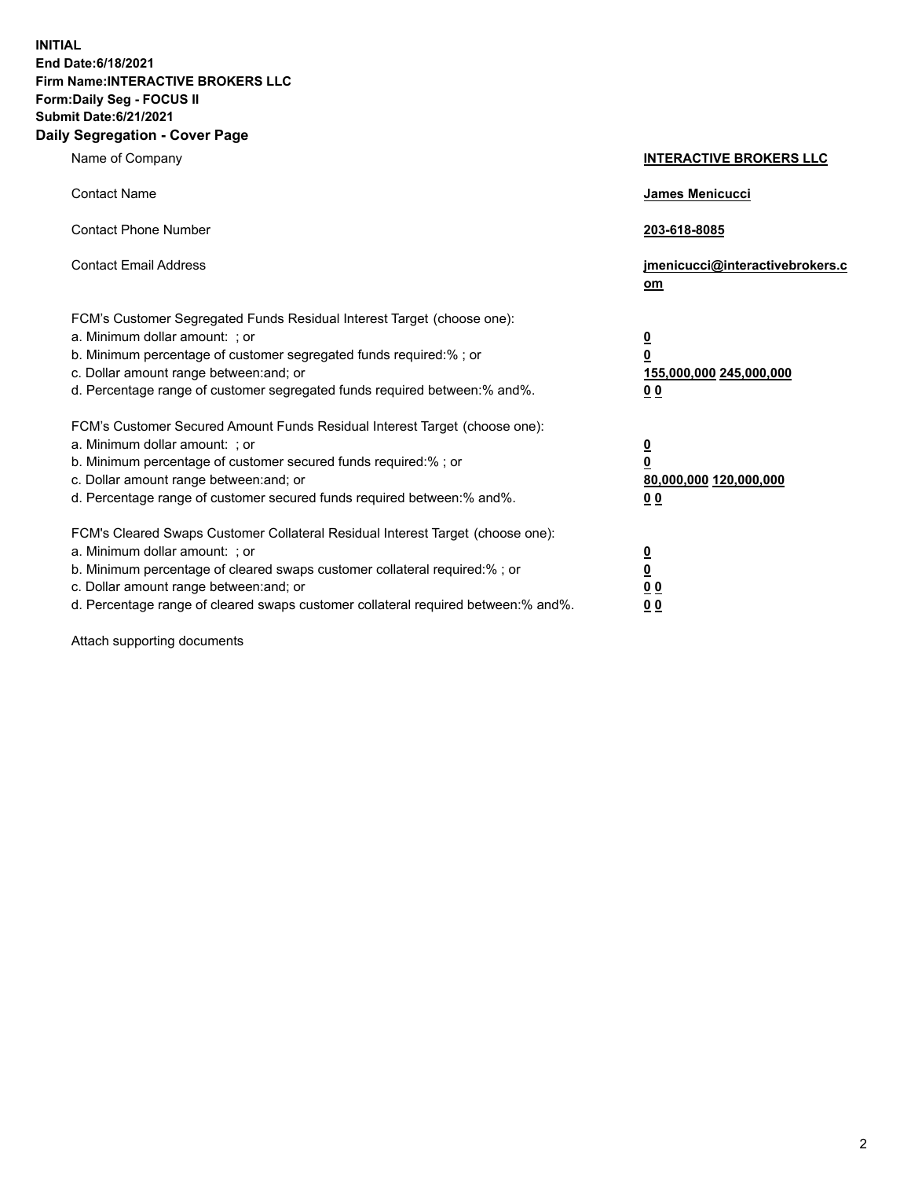**INITIAL**
**End Date:6/18/2021**
**Firm Name:INTERACTIVE BROKERS LLC**
**Form:Daily Seg - FOCUS II**
**Submit Date:6/21/2021**

## Daily Segregation - Cover Page

| | |
|---|---|
| Name of Company | **INTERACTIVE BROKERS LLC** |
| Contact Name | **James Menicucci** |
| Contact Phone Number | **203-618-8085** |
| Contact Email Address | **jmenicucci@interactivebrokers.com** |
| FCM's Customer Segregated Funds Residual Interest Target (choose one): | |
| a. Minimum dollar amount: ; or | **0** |
| b. Minimum percentage of customer segregated funds required:% ; or | **0** |
| c. Dollar amount range between:and; or | **155,000,000 245,000,000** |
| d. Percentage range of customer segregated funds required between:% and%. | **0 0** |
| FCM's Customer Secured Amount Funds Residual Interest Target (choose one): | |
| a. Minimum dollar amount: ; or | **0** |
| b. Minimum percentage of customer secured funds required:% ; or | **0** |
| c. Dollar amount range between:and; or | **80,000,000 120,000,000** |
| d. Percentage range of customer secured funds required between:% and%. | **0 0** |
| FCM's Cleared Swaps Customer Collateral Residual Interest Target (choose one): | |
| a. Minimum dollar amount: ; or | **0** |
| b. Minimum percentage of cleared swaps customer collateral required:% ; or | **0** |
| c. Dollar amount range between:and; or | **0 0** |
| d. Percentage range of cleared swaps customer collateral required between:% and%. | **0 0** |

Attach supporting documents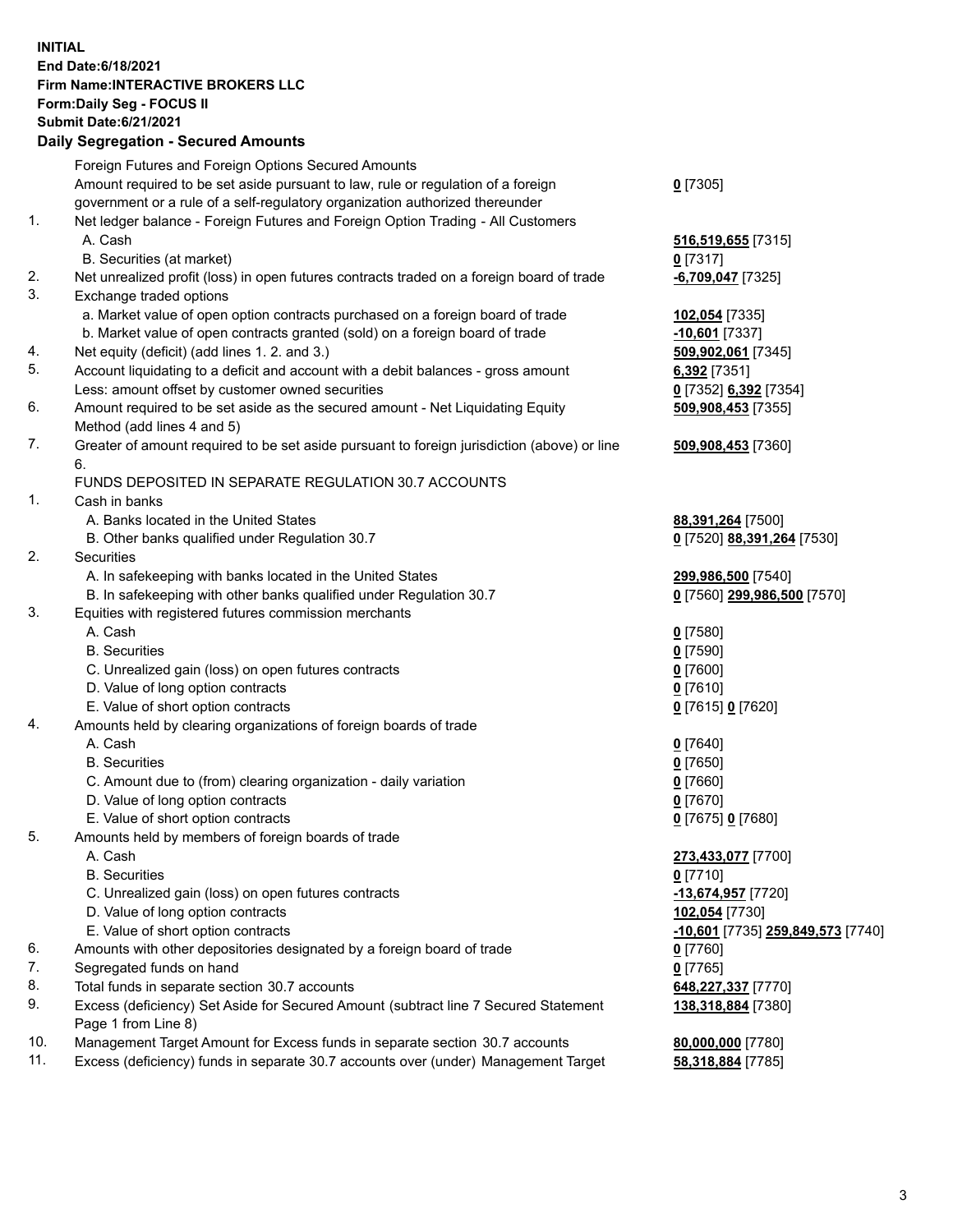**INITIAL**
**End Date:6/18/2021**
**Firm Name:INTERACTIVE BROKERS LLC**
**Form:Daily Seg - FOCUS II**
**Submit Date:6/21/2021**

## Daily Segregation - Secured Amounts

| | | |
|---|---|---|
| | Foreign Futures and Foreign Options Secured Amounts | |
| | Amount required to be set aside pursuant to law, rule or regulation of a foreign government or a rule of a self-regulatory organization authorized thereunder | **0** [7305] |
| 1. | Net ledger balance - Foreign Futures and Foreign Option Trading - All Customers | |
| | A. Cash | **516,519,655** [7315] |
| | B. Securities (at market) | **0** [7317] |
| 2. | Net unrealized profit (loss) in open futures contracts traded on a foreign board of trade | **-6,709,047** [7325] |
| 3. | Exchange traded options | |
| | a. Market value of open option contracts purchased on a foreign board of trade | **102,054** [7335] |
| | b. Market value of open contracts granted (sold) on a foreign board of trade | **-10,601** [7337] |
| 4. | Net equity (deficit) (add lines 1. 2. and 3.) | **509,902,061** [7345] |
| 5. | Account liquidating to a deficit and account with a debit balances - gross amount | **6,392** [7351] |
| | Less: amount offset by customer owned securities | **0** [7352] **6,392** [7354] |
| 6. | Amount required to be set aside as the secured amount - Net Liquidating Equity Method (add lines 4 and 5) | **509,908,453** [7355] |
| 7. | Greater of amount required to be set aside pursuant to foreign jurisdiction (above) or line 6. | **509,908,453** [7360] |
| | FUNDS DEPOSITED IN SEPARATE REGULATION 30.7 ACCOUNTS | |
| 1. | Cash in banks | |
| | A. Banks located in the United States | **88,391,264** [7500] |
| | B. Other banks qualified under Regulation 30.7 | **0** [7520] **88,391,264** [7530] |
| 2. | Securities | |
| | A. In safekeeping with banks located in the United States | **299,986,500** [7540] |
| | B. In safekeeping with other banks qualified under Regulation 30.7 | **0** [7560] **299,986,500** [7570] |
| 3. | Equities with registered futures commission merchants | |
| | A. Cash | **0** [7580] |
| | B. Securities | **0** [7590] |
| | C. Unrealized gain (loss) on open futures contracts | **0** [7600] |
| | D. Value of long option contracts | **0** [7610] |
| | E. Value of short option contracts | **0** [7615] **0** [7620] |
| 4. | Amounts held by clearing organizations of foreign boards of trade | |
| | A. Cash | **0** [7640] |
| | B. Securities | **0** [7650] |
| | C. Amount due to (from) clearing organization - daily variation | **0** [7660] |
| | D. Value of long option contracts | **0** [7670] |
| | E. Value of short option contracts | **0** [7675] **0** [7680] |
| 5. | Amounts held by members of foreign boards of trade | |
| | A. Cash | **273,433,077** [7700] |
| | B. Securities | **0** [7710] |
| | C. Unrealized gain (loss) on open futures contracts | **-13,674,957** [7720] |
| | D. Value of long option contracts | **102,054** [7730] |
| | E. Value of short option contracts | **-10,601** [7735] **259,849,573** [7740] |
| 6. | Amounts with other depositories designated by a foreign board of trade | **0** [7760] |
| 7. | Segregated funds on hand | **0** [7765] |
| 8. | Total funds in separate section 30.7 accounts | **648,227,337** [7770] |
| 9. | Excess (deficiency) Set Aside for Secured Amount (subtract line 7 Secured Statement Page 1 from Line 8) | **138,318,884** [7380] |
| 10. | Management Target Amount for Excess funds in separate section 30.7 accounts | **80,000,000** [7780] |
| 11. | Excess (deficiency) funds in separate 30.7 accounts over (under) Management Target | **58,318,884** [7785] |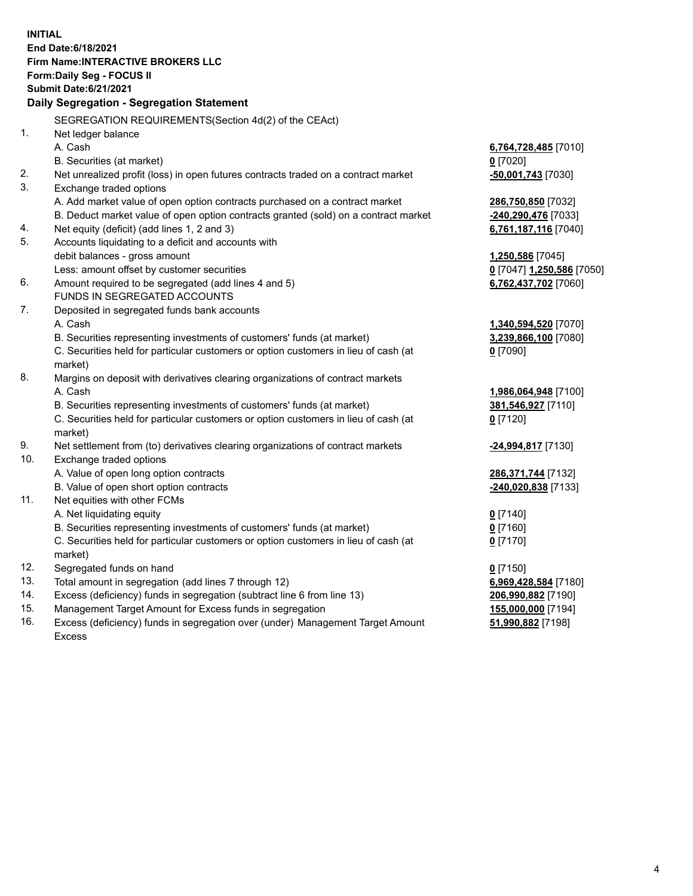**INITIAL**
**End Date:6/18/2021**
**Firm Name:INTERACTIVE BROKERS LLC**
**Form:Daily Seg - FOCUS II**
**Submit Date:6/21/2021**

### Daily Segregation - Segregation Statement

SEGREGATION REQUIREMENTS(Section 4d(2) of the CEAct)

| | | |
|---|---|---|
| 1. | Net ledger balance | |
| | A. Cash | **6,764,728,485** [7010] |
| | B. Securities (at market) | **0** [7020] |
| 2. | Net unrealized profit (loss) in open futures contracts traded on a contract market | **-50,001,743** [7030] |
| 3. | Exchange traded options | |
| | A. Add market value of open option contracts purchased on a contract market | **286,750,850** [7032] |
| | B. Deduct market value of open option contracts granted (sold) on a contract market | **-240,290,476** [7033] |
| 4. | Net equity (deficit) (add lines 1, 2 and 3) | **6,761,187,116** [7040] |
| 5. | Accounts liquidating to a deficit and accounts with debit balances - gross amount | **1,250,586** [7045] |
| | Less: amount offset by customer securities | **0** [7047] **1,250,586** [7050] |
| 6. | Amount required to be segregated (add lines 4 and 5) | **6,762,437,702** [7060] |
| | FUNDS IN SEGREGATED ACCOUNTS | |
| 7. | Deposited in segregated funds bank accounts | |
| | A. Cash | **1,340,594,520** [7070] |
| | B. Securities representing investments of customers' funds (at market) | **3,239,866,100** [7080] |
| | C. Securities held for particular customers or option customers in lieu of cash (at market) | **0** [7090] |
| 8. | Margins on deposit with derivatives clearing organizations of contract markets | |
| | A. Cash | **1,986,064,948** [7100] |
| | B. Securities representing investments of customers' funds (at market) | **381,546,927** [7110] |
| | C. Securities held for particular customers or option customers in lieu of cash (at market) | **0** [7120] |
| 9. | Net settlement from (to) derivatives clearing organizations of contract markets | **-24,994,817** [7130] |
| 10. | Exchange traded options | |
| | A. Value of open long option contracts | **286,371,744** [7132] |
| | B. Value of open short option contracts | **-240,020,838** [7133] |
| 11. | Net equities with other FCMs | |
| | A. Net liquidating equity | **0** [7140] |
| | B. Securities representing investments of customers' funds (at market) | **0** [7160] |
| | C. Securities held for particular customers or option customers in lieu of cash (at market) | **0** [7170] |
| 12. | Segregated funds on hand | **0** [7150] |
| 13. | Total amount in segregation (add lines 7 through 12) | **6,969,428,584** [7180] |
| 14. | Excess (deficiency) funds in segregation (subtract line 6 from line 13) | **206,990,882** [7190] |
| 15. | Management Target Amount for Excess funds in segregation | **155,000,000** [7194] |
| 16. | Excess (deficiency) funds in segregation over (under) Management Target Amount Excess | **51,990,882** [7198] |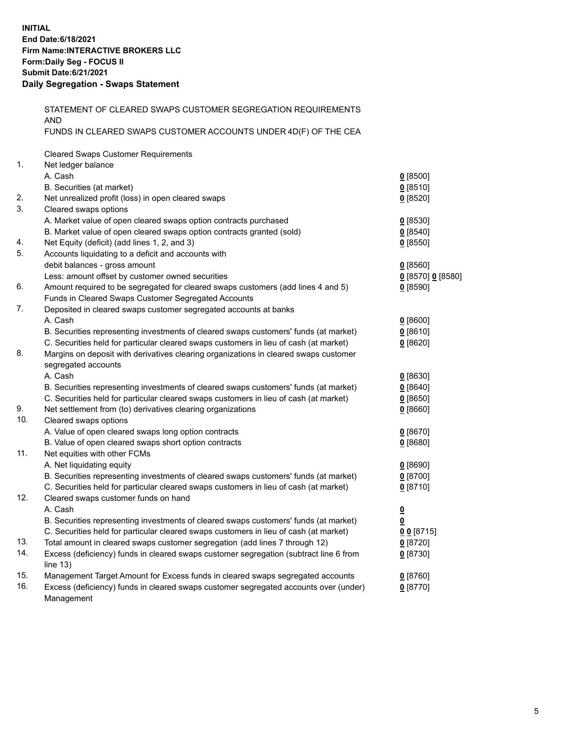**INITIAL**
**End Date:6/18/2021**
**Firm Name:INTERACTIVE BROKERS LLC**
**Form:Daily Seg - FOCUS II**
**Submit Date:6/21/2021**
**Daily Segregation - Swaps Statement**

STATEMENT OF CLEARED SWAPS CUSTOMER SEGREGATION REQUIREMENTS AND FUNDS IN CLEARED SWAPS CUSTOMER ACCOUNTS UNDER 4D(F) OF THE CEA

| | | |
|---|---|---|
| | Cleared Swaps Customer Requirements | |
| 1. | Net ledger balance | |
| | A. Cash | 0 [8500] |
| | B. Securities (at market) | 0 [8510] |
| 2. | Net unrealized profit (loss) in open cleared swaps | 0 [8520] |
| 3. | Cleared swaps options | |
| | A. Market value of open cleared swaps option contracts purchased | 0 [8530] |
| | B. Market value of open cleared swaps option contracts granted (sold) | 0 [8540] |
| 4. | Net Equity (deficit) (add lines 1, 2, and 3) | 0 [8550] |
| 5. | Accounts liquidating to a deficit and accounts with debit balances - gross amount | 0 [8560] |
| | Less: amount offset by customer owned securities | 0 [8570] 0 [8580] |
| 6. | Amount required to be segregated for cleared swaps customers (add lines 4 and 5) | 0 [8590] |
| | Funds in Cleared Swaps Customer Segregated Accounts | |
| 7. | Deposited in cleared swaps customer segregated accounts at banks | |
| | A. Cash | 0 [8600] |
| | B. Securities representing investments of cleared swaps customers' funds (at market) | 0 [8610] |
| | C. Securities held for particular cleared swaps customers in lieu of cash (at market) | 0 [8620] |
| 8. | Margins on deposit with derivatives clearing organizations in cleared swaps customer segregated accounts | |
| | A. Cash | 0 [8630] |
| | B. Securities representing investments of cleared swaps customers' funds (at market) | 0 [8640] |
| | C. Securities held for particular cleared swaps customers in lieu of cash (at market) | 0 [8650] |
| 9. | Net settlement from (to) derivatives clearing organizations | 0 [8660] |
| 10. | Cleared swaps options | |
| | A. Value of open cleared swaps long option contracts | 0 [8670] |
| | B. Value of open cleared swaps short option contracts | 0 [8680] |
| 11. | Net equities with other FCMs | |
| | A. Net liquidating equity | 0 [8690] |
| | B. Securities representing investments of cleared swaps customers' funds (at market) | 0 [8700] |
| | C. Securities held for particular cleared swaps customers in lieu of cash (at market) | 0 [8710] |
| 12. | Cleared swaps customer funds on hand | |
| | A. Cash | 0 |
| | B. Securities representing investments of cleared swaps customers' funds (at market) | 0 |
| | C. Securities held for particular cleared swaps customers in lieu of cash (at market) | 0 0 [8715] |
| 13. | Total amount in cleared swaps customer segregation (add lines 7 through 12) | 0 [8720] |
| 14. | Excess (deficiency) funds in cleared swaps customer segregation (subtract line 6 from line 13) | 0 [8730] |
| 15. | Management Target Amount for Excess funds in cleared swaps segregated accounts | 0 [8760] |
| 16. | Excess (deficiency) funds in cleared swaps customer segregated accounts over (under) Management | 0 [8770] |